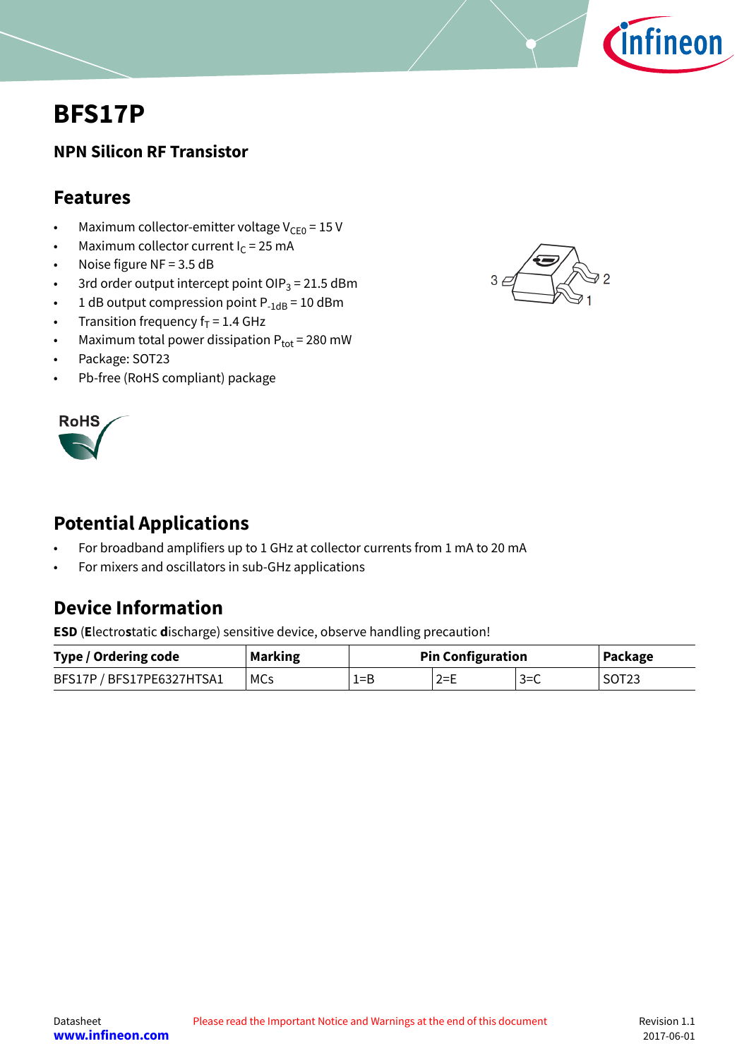# BFS17P

**NPN Silicon RF Transistor**

## Features

- Maximum collector-emitter voltage $V_{CE0}$ = 15 V
- Maximum collector current $I_C$ = 25 mA
- Noise figure NF = 3.5 dB
- 3rd order output intercept point $OIP_3$ = 21.5 dBm
- 1 dB output compression point $P_{-1dB}$ = 10 dBm
- Transition frequency $f_T$ = 1.4 GHz
- Maximum total power dissipation $P_{tot}$ = 280 mW
- Package: SOT23
- Pb-free (RoHS compliant) package

## Potential Applications

- For broadband amplifiers up to 1 GHz at collector currents from 1 mA to 20 mA
- For mixers and oscillators in sub-GHz applications

## Device Information

**ESD** (**E**lectro**s**tatic **d**ischarge) sensitive device, observe handling precaution!

| Type / Ordering code | Marking | Pin Configuration | | | Package |
|---|---|---|---|---|---|
| BFS17P / BFS17PE6327HTSA1 | MCs | 1=B | 2=E | 3=C | SOT23 |

Please read the Important Notice and Warnings at the end of this document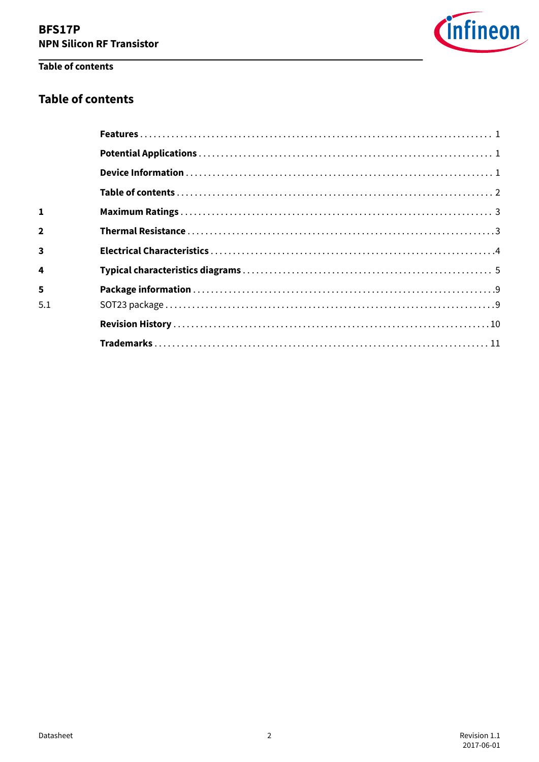# Table of contents

| | | |
|---|---|---|
| | **Features** | 1 |
| | **Potential Applications** | 1 |
| | **Device Information** | 1 |
| | **Table of contents** | 2 |
| **1** | **Maximum Ratings** | 3 |
| **2** | **Thermal Resistance** | 3 |
| **3** | **Electrical Characteristics** | 4 |
| **4** | **Typical characteristics diagrams** | 5 |
| **5** | **Package information** | 9 |
| 5.1 | SOT23 package | 9 |
| | **Revision History** | 10 |
| | **Trademarks** | 11 |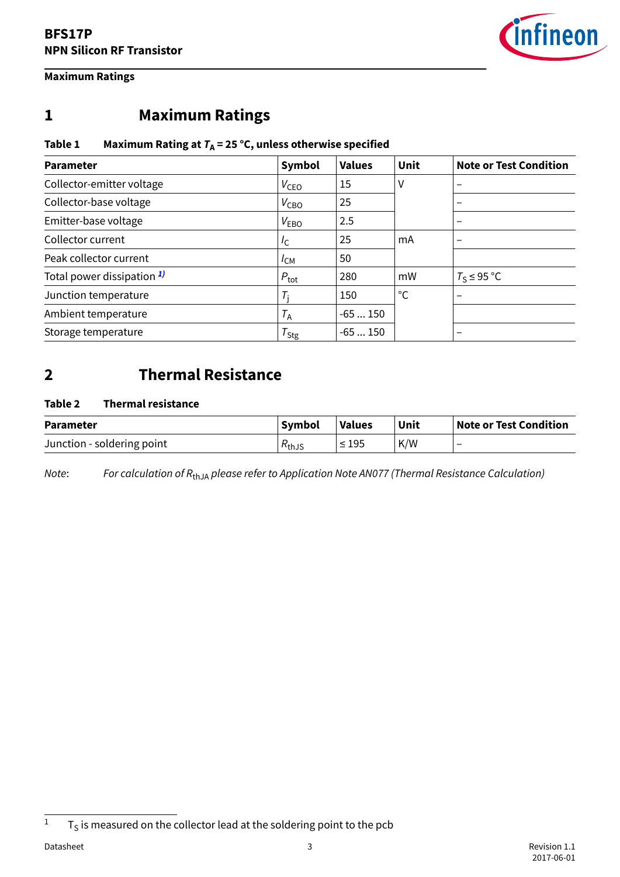# 1 Maximum Ratings

**Table 1 Maximum Rating at $T_A$ = 25 °C, unless otherwise specified**

| Parameter | Symbol | Values | Unit | Note or Test Condition |
|---|---|---|---|---|
| Collector-emitter voltage | $V_{CEO}$ | 15 | V | – |
| Collector-base voltage | $V_{CBO}$ | 25 | | – |
| Emitter-base voltage | $V_{EBO}$ | 2.5 | | – |
| Collector current | $I_C$ | 25 | mA | – |
| Peak collector current | $I_{CM}$ | 50 | | |
| Total power dissipation [1] | $P_{tot}$ | 280 | mW | $T_S \leq 95$ °C |
| Junction temperature | $T_j$ | 150 | °C | – |
| Ambient temperature | $T_A$ | -65 ... 150 | | |
| Storage temperature | $T_{Stg}$ | -65 ... 150 | | – |

# 2 Thermal Resistance

**Table 2 Thermal resistance**

| Parameter | Symbol | Values | Unit | Note or Test Condition |
|---|---|---|---|---|
| Junction - soldering point | $R_{thJS}$ | ≤ 195 | K/W | – |

*Note*: *For calculation of $R_{thJA}$ please refer to Application Note AN077 (Thermal Resistance Calculation)*

[1] $T_S$ is measured on the collector lead at the soldering point to the pcb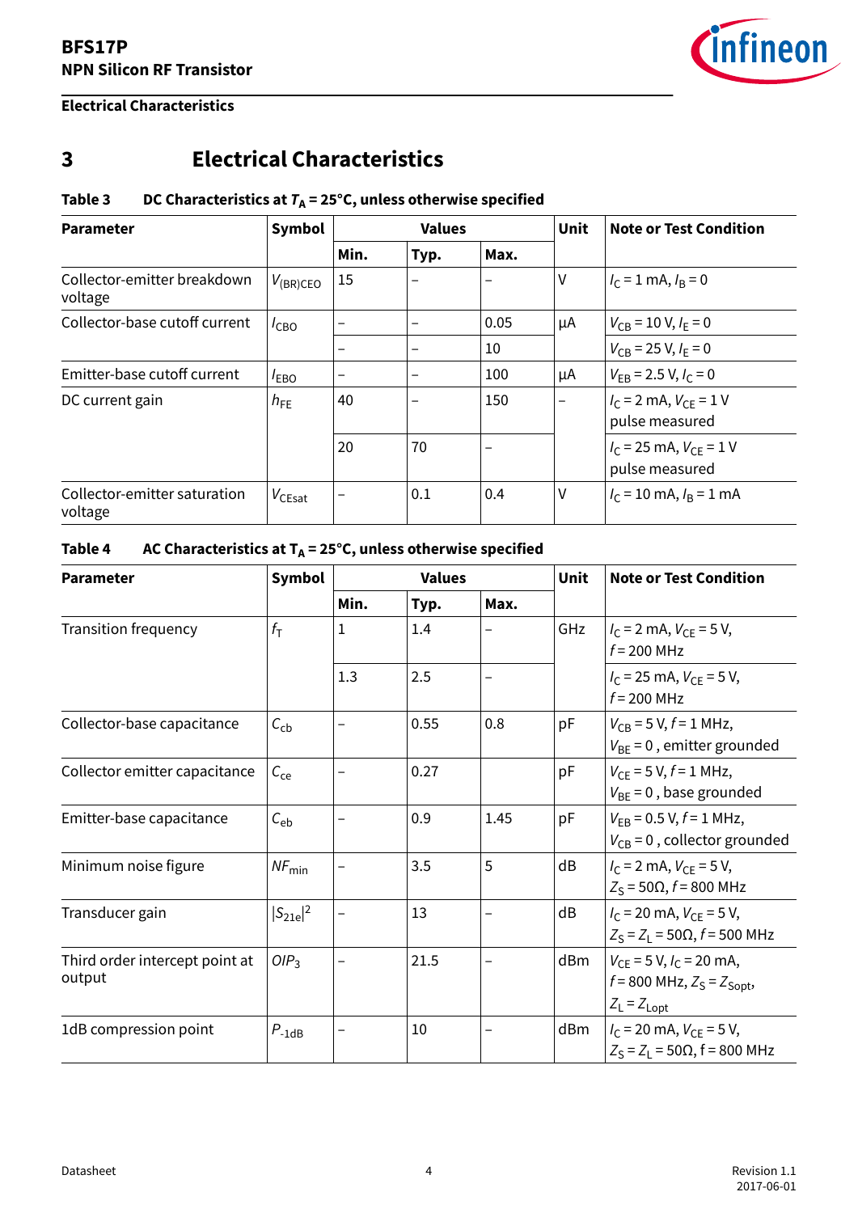# 3 Electrical Characteristics

**Table 3 DC Characteristics at $T_A$ = 25°C, unless otherwise specified**

| Parameter | Symbol | Values | | | Unit | Note or Test Condition |
|---|---|---|---|---|---|---|
| | | Min. | Typ. | Max. | | |
| Collector-emitter breakdown voltage | $V_{(BR)CEO}$ | 15 | – | – | V | $I_C$ = 1 mA, $I_B$ = 0 |
| Collector-base cutoff current | $I_{CBO}$ | – | – | 0.05 | µA | $V_{CB}$ = 10 V, $I_E$ = 0 |
| | | – | – | 10 | | $V_{CB}$ = 25 V, $I_E$ = 0 |
| Emitter-base cutoff current | $I_{EBO}$ | – | – | 100 | µA | $V_{EB}$ = 2.5 V, $I_C$ = 0 |
| DC current gain | $h_{FE}$ | 40 | – | 150 | – | $I_C$ = 2 mA, $V_{CE}$ = 1 V pulse measured |
| | | 20 | 70 | – | | $I_C$ = 25 mA, $V_{CE}$ = 1 V pulse measured |
| Collector-emitter saturation voltage | $V_{CEsat}$ | – | 0.1 | 0.4 | V | $I_C$ = 10 mA, $I_B$ = 1 mA |

**Table 4 AC Characteristics at $T_A$ = 25°C, unless otherwise specified**

| Parameter | Symbol | Values | | | Unit | Note or Test Condition |
|---|---|---|---|---|---|---|
| | | Min. | Typ. | Max. | | |
| Transition frequency | $f_T$ | 1 | 1.4 | – | GHz | $I_C$ = 2 mA, $V_{CE}$ = 5 V, $f$ = 200 MHz |
| | | 1.3 | 2.5 | – | | $I_C$ = 25 mA, $V_{CE}$ = 5 V, $f$ = 200 MHz |
| Collector-base capacitance | $C_{cb}$ | – | 0.55 | 0.8 | pF | $V_{CB}$ = 5 V, $f$ = 1 MHz, $V_{BE}$ = 0 , emitter grounded |
| Collector emitter capacitance | $C_{ce}$ | – | 0.27 | | pF | $V_{CE}$ = 5 V, $f$ = 1 MHz, $V_{BE}$ = 0 , base grounded |
| Emitter-base capacitance | $C_{eb}$ | – | 0.9 | 1.45 | pF | $V_{EB}$ = 0.5 V, $f$ = 1 MHz, $V_{CB}$ = 0 , collector grounded |
| Minimum noise figure | $NF_{min}$ | – | 3.5 | 5 | dB | $I_C$ = 2 mA, $V_{CE}$ = 5 V, $Z_S$ = 50Ω, $f$ = 800 MHz |
| Transducer gain | $\lvert S_{21e}\rvert^2$ | – | 13 | – | dB | $I_C$ = 20 mA, $V_{CE}$ = 5 V, $Z_S = Z_L$ = 50Ω, $f$ = 500 MHz |
| Third order intercept point at output | $OIP_3$ | – | 21.5 | – | dBm | $V_{CE}$ = 5 V, $I_C$ = 20 mA, $f$ = 800 MHz, $Z_S = Z_{Sopt}$, $Z_L = Z_{Lopt}$ |
| 1dB compression point | $P_{-1dB}$ | – | 10 | – | dBm | $I_C$ = 20 mA, $V_{CE}$ = 5 V, $Z_S = Z_L$ = 50Ω, f = 800 MHz |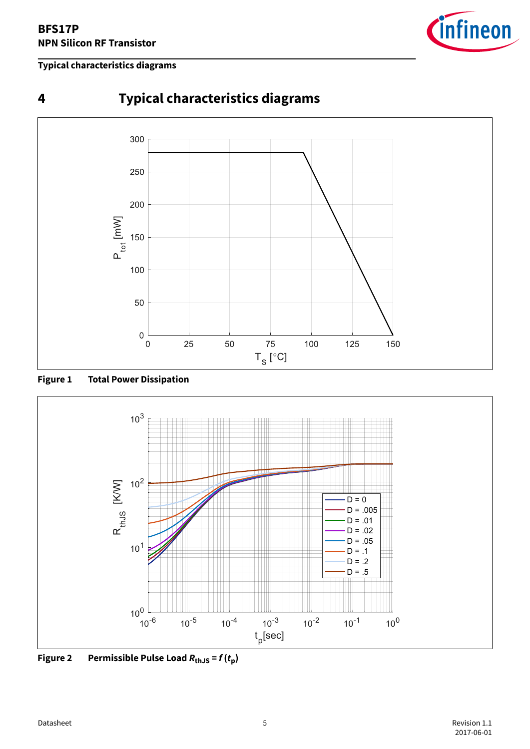# 4 Typical characteristics diagrams

Figure 1 **Total Power Dissipation**

Figure 2 **Permissible Pulse Load $R_{thJS} = f(t_p)$**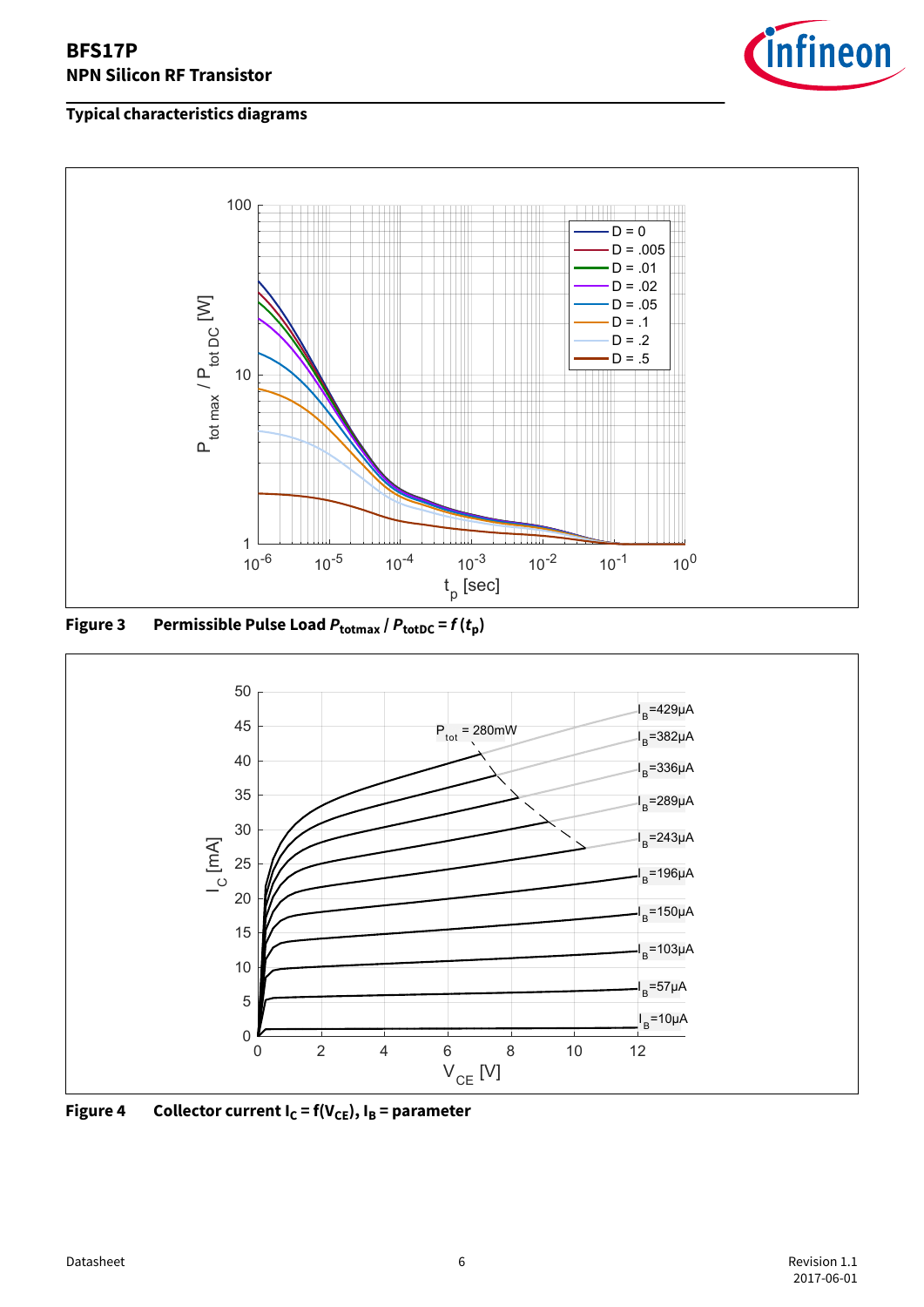## Typical characteristics diagrams

**Figure 3 Permissible Pulse Load $P_{totmax}$ / $P_{totDC}$ = $f$ ($t_p$)**

**Figure 4 Collector current $I_C = f(V_{CE})$, $I_B$ = parameter**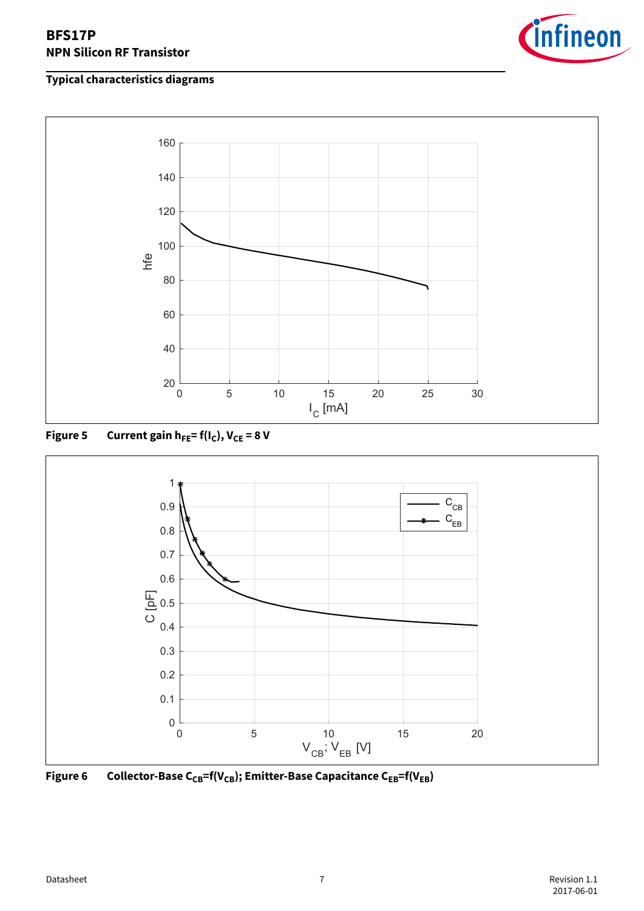## Typical characteristics diagrams

**Figure 5** Current gain $h_{FE}$= f($I_C$), $V_{CE}$ = 8 V

**Figure 6** Collector-Base $C_{CB}$=f($V_{CB}$); Emitter-Base Capacitance $C_{EB}$=f($V_{EB}$)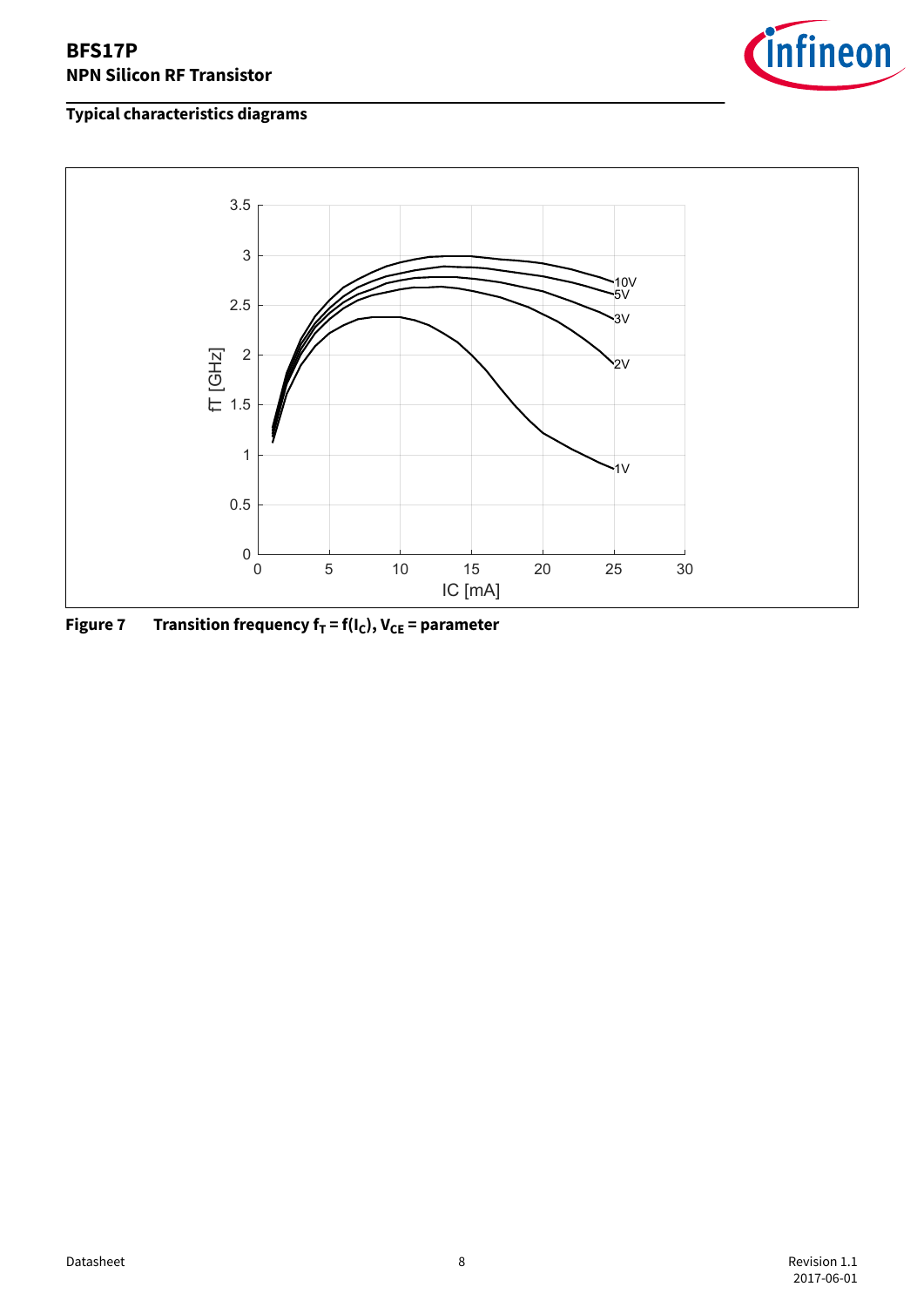## Typical characteristics diagrams

**Figure 7 Transition frequency $f_T = f(I_C)$, $V_{CE}$ = parameter**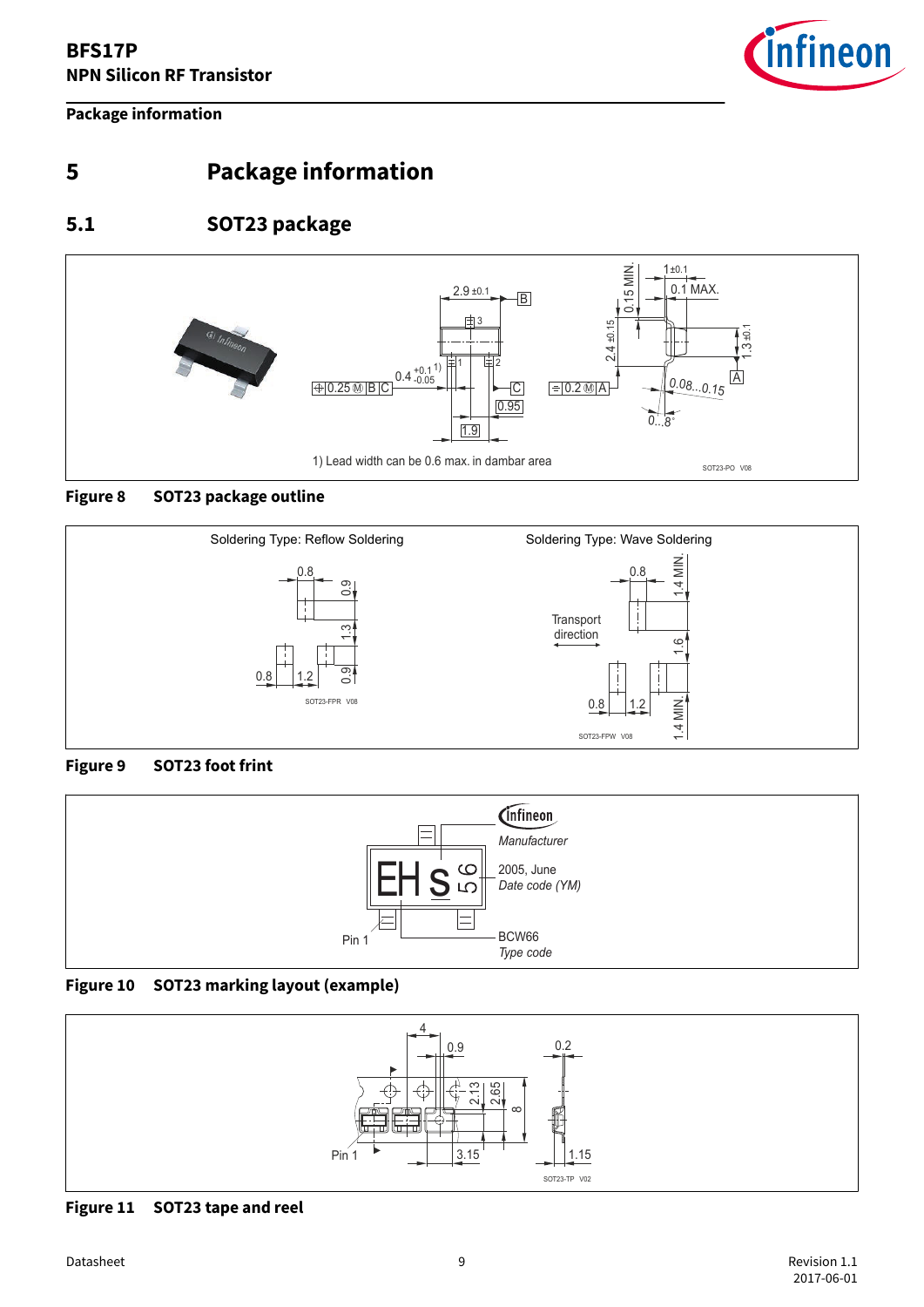# 5 Package information

## 5.1 SOT23 package

1) Lead width can be 0.6 max. in dambar area

**Figure 8 SOT23 package outline**

**Figure 9 SOT23 foot frint**

**Figure 10 SOT23 marking layout (example)**

**Figure 11 SOT23 tape and reel**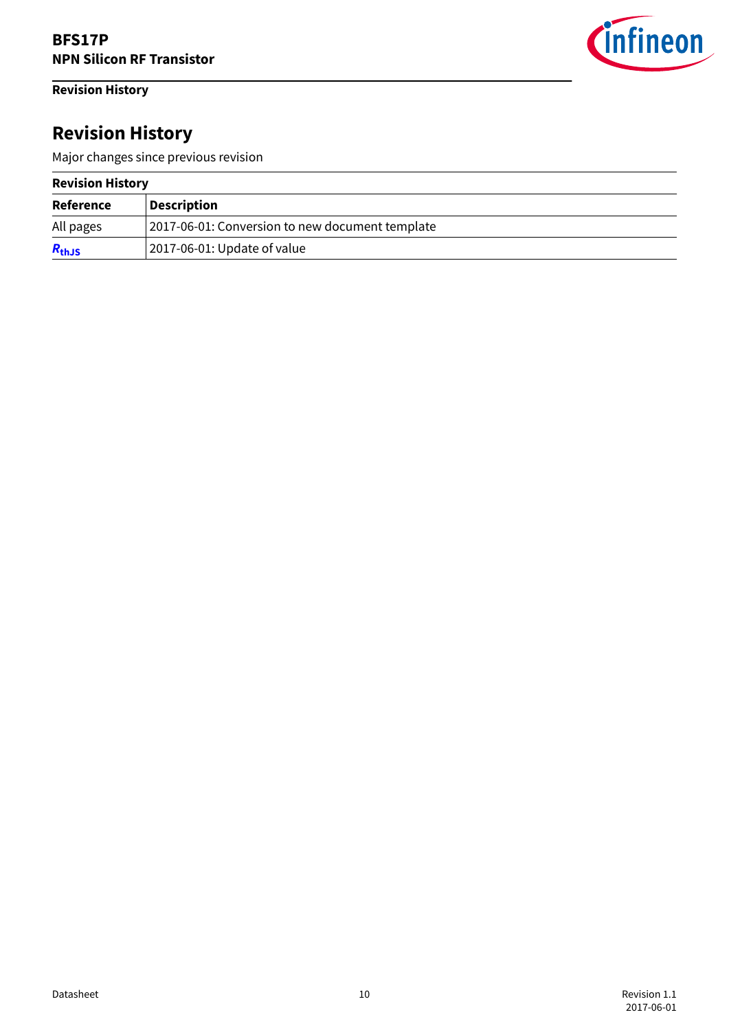# Revision History

Major changes since previous revision

**Revision History**

| Reference | Description |
|---|---|
| All pages | 2017-06-01: Conversion to new document template |
| $R_{thJS}$ | 2017-06-01: Update of value |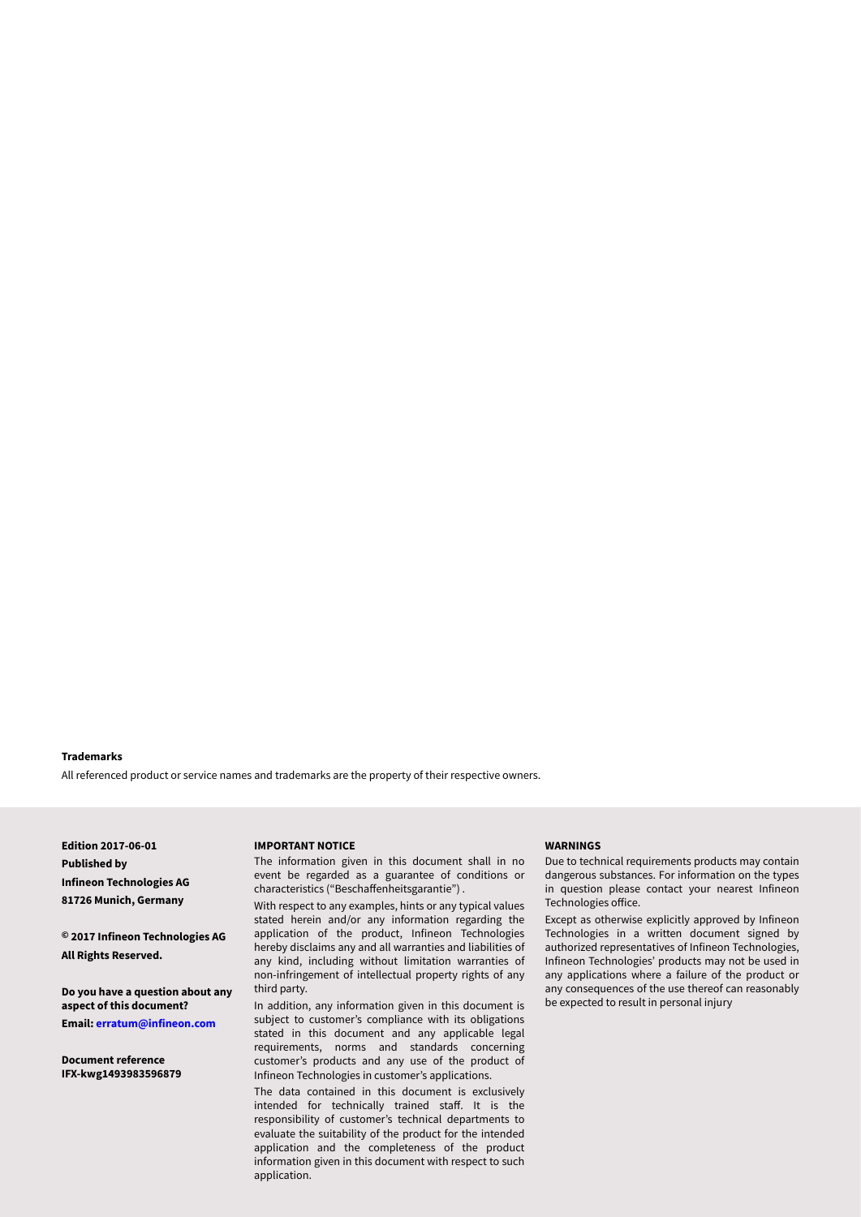**Trademarks**

All referenced product or service names and trademarks are the property of their respective owners.

**Edition 2017-06-01**

**Published by**

**Infineon Technologies AG**

**81726 Munich, Germany**

**© 2017 Infineon Technologies AG**

**All Rights Reserved.**

**Do you have a question about any aspect of this document?**

**Email: erratum@infineon.com**

**Document reference**
**IFX-kwg1493983596879**

**IMPORTANT NOTICE**

The information given in this document shall in no event be regarded as a guarantee of conditions or characteristics ("Beschaffenheitsgarantie") .

With respect to any examples, hints or any typical values stated herein and/or any information regarding the application of the product, Infineon Technologies hereby disclaims any and all warranties and liabilities of any kind, including without limitation warranties of non-infringement of intellectual property rights of any third party.

In addition, any information given in this document is subject to customer's compliance with its obligations stated in this document and any applicable legal requirements, norms and standards concerning customer's products and any use of the product of Infineon Technologies in customer's applications.

The data contained in this document is exclusively intended for technically trained staff. It is the responsibility of customer's technical departments to evaluate the suitability of the product for the intended application and the completeness of the product information given in this document with respect to such application.

**WARNINGS**

Due to technical requirements products may contain dangerous substances. For information on the types in question please contact your nearest Infineon Technologies office.

Except as otherwise explicitly approved by Infineon Technologies in a written document signed by authorized representatives of Infineon Technologies, Infineon Technologies' products may not be used in any applications where a failure of the product or any consequences of the use thereof can reasonably be expected to result in personal injury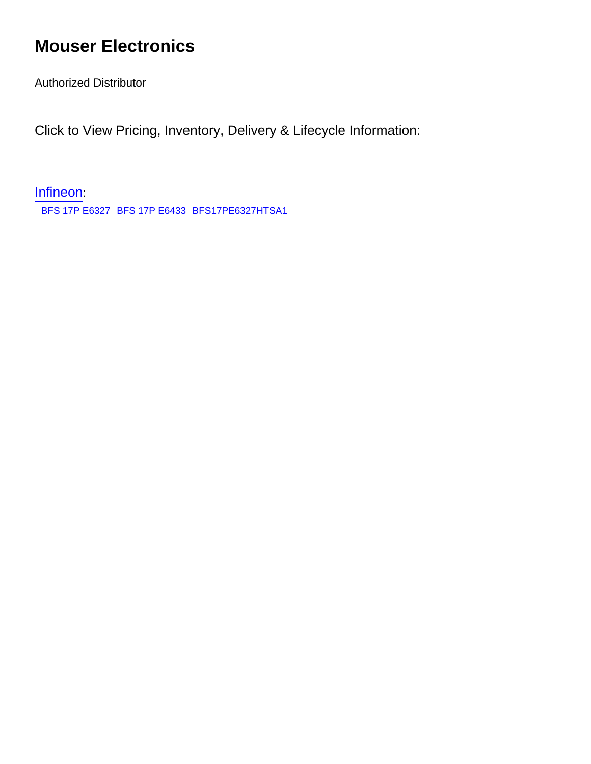# Mouser Electronics

Authorized Distributor

Click to View Pricing, Inventory, Delivery & Lifecycle Information:

Infineon:

BFS 17P E6327  BFS 17P E6433  BFS17PE6327HTSA1